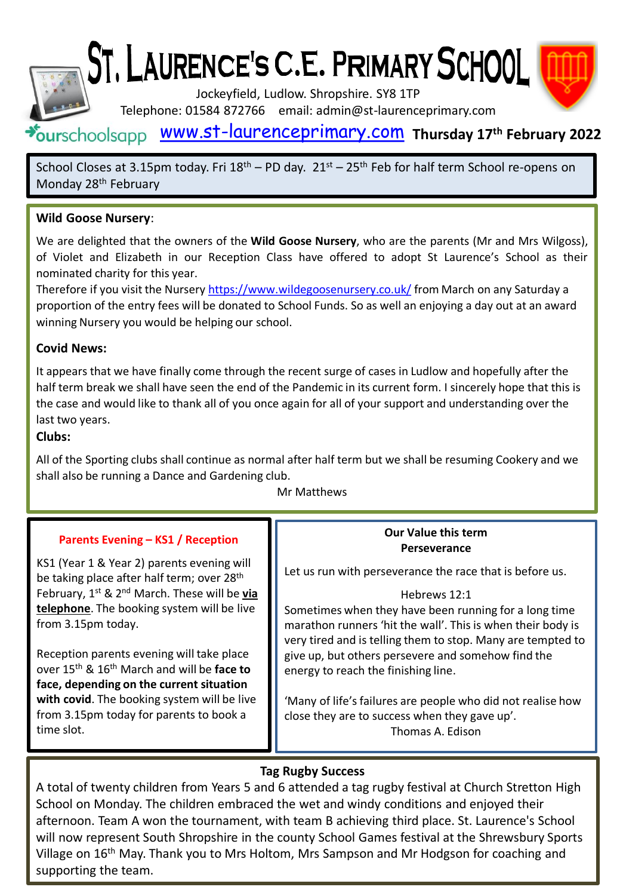# St. Laurence's C.E. Primary School

Jockeyfield, Ludlow. Shropshire. SY8 1TP
Telephone: 01584 872766 email: admin@st-laurenceprimary.com

ourschoolsapp www.st-laurenceprimary.com **Thursday 17th February 2022**

School Closes at 3.15pm today. Fri 18th – PD day. 21st – 25th Feb for half term School re-opens on Monday 28th February

**Wild Goose Nursery**:

We are delighted that the owners of the **Wild Goose Nursery**, who are the parents (Mr and Mrs Wilgoss), of Violet and Elizabeth in our Reception Class have offered to adopt St Laurence's School as their nominated charity for this year.
Therefore if you visit the Nursery https://www.wildegoosenursery.co.uk/ from March on any Saturday a proportion of the entry fees will be donated to School Funds. So as well an enjoying a day out at an award winning Nursery you would be helping our school.

**Covid News:**

It appears that we have finally come through the recent surge of cases in Ludlow and hopefully after the half term break we shall have seen the end of the Pandemic in its current form. I sincerely hope that this is the case and would like to thank all of you once again for all of your support and understanding over the last two years.

**Clubs:**

All of the Sporting clubs shall continue as normal after half term but we shall be resuming Cookery and we shall also be running a Dance and Gardening club.

Mr Matthews

**Parents Evening – KS1 / Reception**

KS1 (Year 1 & Year 2) parents evening will be taking place after half term; over 28th February, 1st & 2nd March. These will be **via telephone**. The booking system will be live from 3.15pm today.

Reception parents evening will take place over 15th & 16th March and will be **face to face, depending on the current situation with covid**. The booking system will be live from 3.15pm today for parents to book a time slot.

**Our Value this term**
**Perseverance**

Let us run with perseverance the race that is before us.

Hebrews 12:1

Sometimes when they have been running for a long time marathon runners 'hit the wall'. This is when their body is very tired and is telling them to stop. Many are tempted to give up, but others persevere and somehow find the energy to reach the finishing line.

'Many of life's failures are people who did not realise how close they are to success when they gave up'.
Thomas A. Edison

**Tag Rugby Success**

A total of twenty children from Years 5 and 6 attended a tag rugby festival at Church Stretton High School on Monday. The children embraced the wet and windy conditions and enjoyed their afternoon. Team A won the tournament, with team B achieving third place. St. Laurence's School will now represent South Shropshire in the county School Games festival at the Shrewsbury Sports Village on 16th May. Thank you to Mrs Holtom, Mrs Sampson and Mr Hodgson for coaching and supporting the team.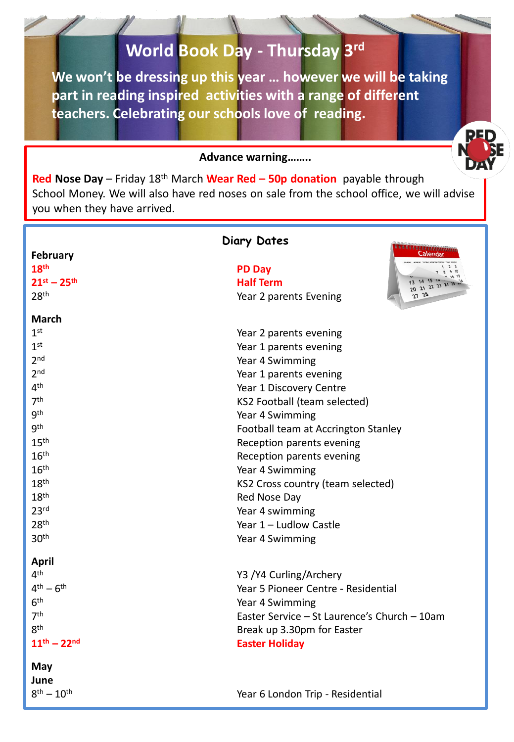# World Book Day - Thursday 3rd

**We won't be dressing up this year … however we will be taking part in reading inspired activities with a range of different teachers. Celebrating our schools love of reading.**

**Advance warning……..**

**Red Nose Day** – Friday 18th March **Wear Red – 50p donation** payable through School Money. We will also have red noses on sale from the school office, we will advise you when they have arrived.

## Diary Dates

**February**

| | |
|---|---|
| **18th** | **PD Day** |
| **21st – 25th** | **Half Term** |
| 28th | Year 2 parents Evening |

**March**

| | |
|---|---|
| 1st | Year 2 parents evening |
| 1st | Year 1 parents evening |
| 2nd | Year 4 Swimming |
| 2nd | Year 1 parents evening |
| 4th | Year 1 Discovery Centre |
| 7th | KS2 Football (team selected) |
| 9th | Year 4 Swimming |
| 9th | Football team at Accrington Stanley |
| 15th | Reception parents evening |
| 16th | Reception parents evening |
| 16th | Year 4 Swimming |
| 18th | KS2 Cross country (team selected) |
| 18th | Red Nose Day |
| 23rd | Year 4 swimming |
| 28th | Year 1 – Ludlow Castle |
| 30th | Year 4 Swimming |

**April**

| | |
|---|---|
| 4th | Y3 /Y4 Curling/Archery |
| 4th – 6th | Year 5 Pioneer Centre - Residential |
| 6th | Year 4 Swimming |
| 7th | Easter Service – St Laurence's Church – 10am |
| 8th | Break up 3.30pm for Easter |
| **11th – 22nd** | **Easter Holiday** |

**May**

**June**

| | |
|---|---|
| 8th – 10th | Year 6 London Trip - Residential |